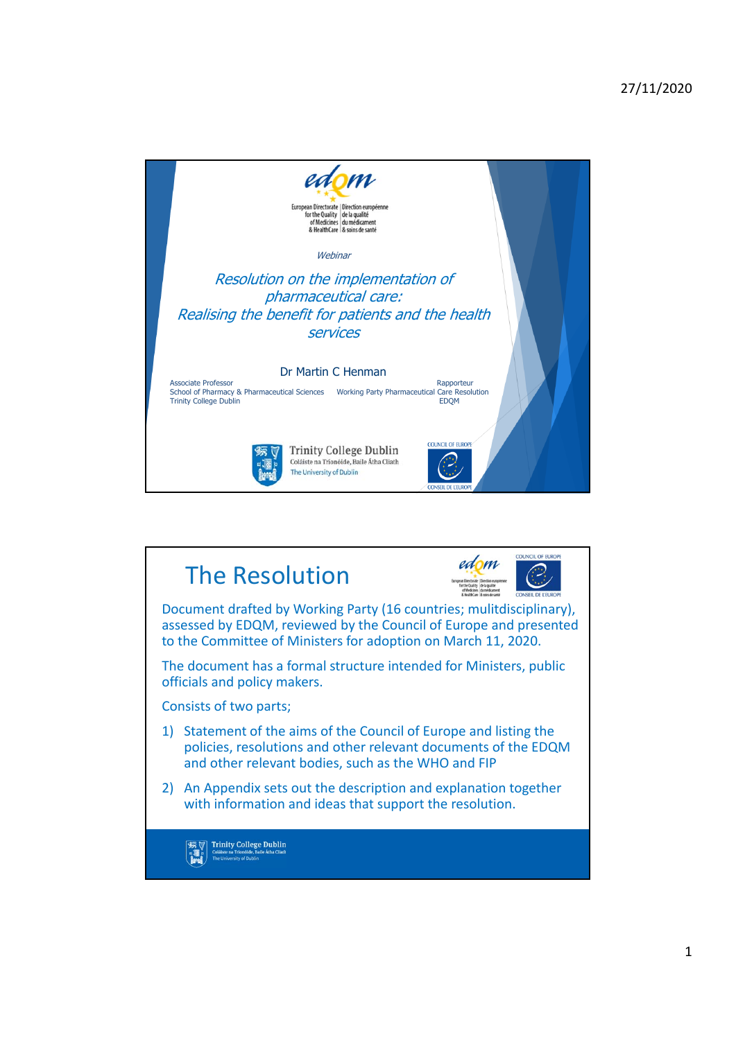European Directorate for the Quality of Medicines & HealthCare | Direction européenne de la qualité du médicament & soins de santé

*Webinar*

# *Resolution on the implementation of pharmaceutical care: Realising the benefit for patients and the health services*

Dr Martin C Henman

Associate Professor
School of Pharmacy & Pharmaceutical Sciences
Trinity College Dublin

Rapporteur
Working Party Pharmaceutical Care Resolution
EDQM

Trinity College Dublin
Coláiste na Tríonóide, Baile Átha Cliath
The University of Dublin

COUNCIL OF EUROPE
CONSEIL DE L'EUROPE

## The Resolution

Document drafted by Working Party (16 countries; mulitdisciplinary), assessed by EDQM, reviewed by the Council of Europe and presented to the Committee of Ministers for adoption on March 11, 2020.

The document has a formal structure intended for Ministers, public officials and policy makers.

Consists of two parts;

1) Statement of the aims of the Council of Europe and listing the policies, resolutions and other relevant documents of the EDQM and other relevant bodies, such as the WHO and FIP
2) An Appendix sets out the description and explanation together with information and ideas that support the resolution.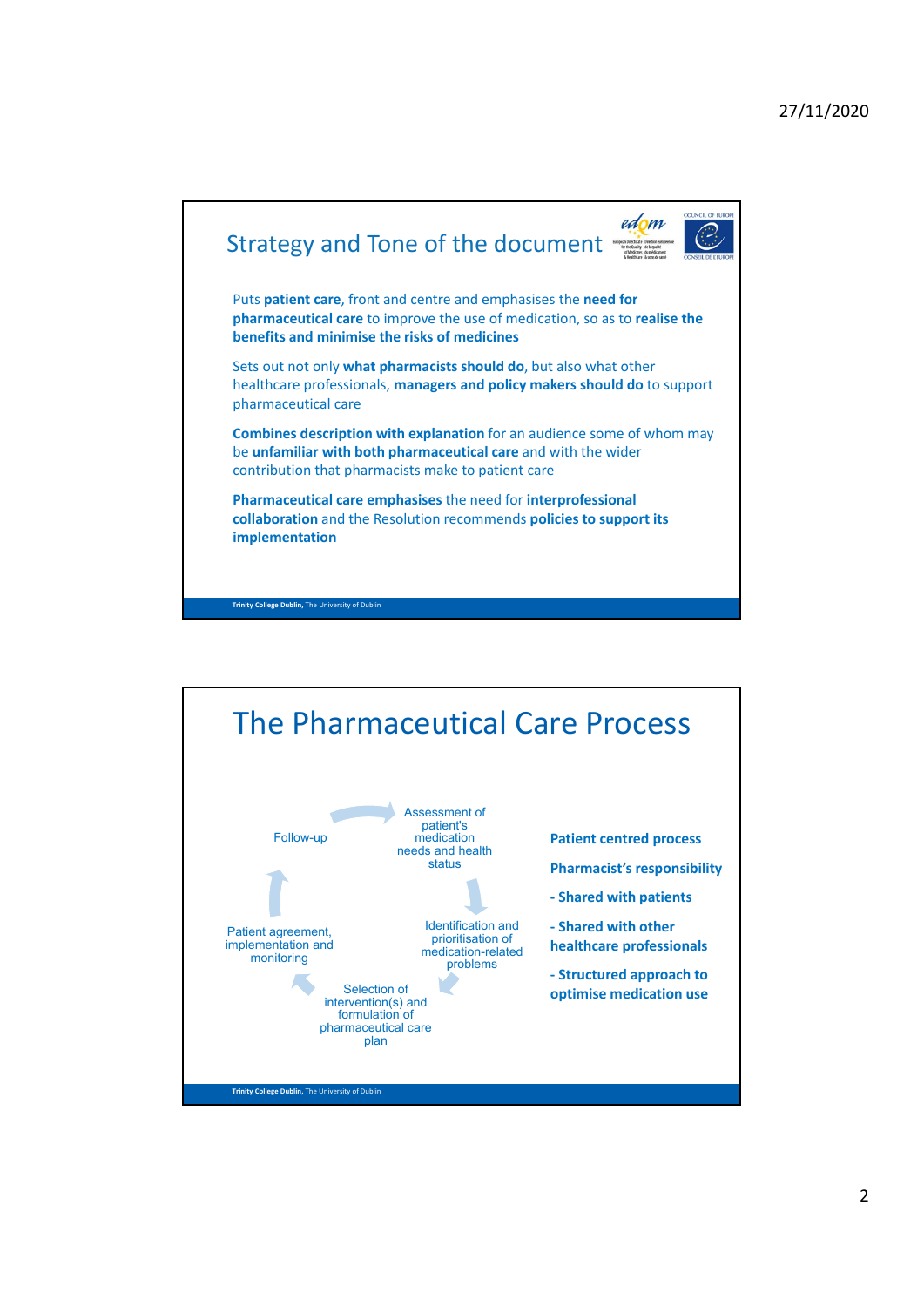## Strategy and Tone of the document

Puts **patient care**, front and centre and emphasises the **need for pharmaceutical care** to improve the use of medication, so as to **realise the benefits and minimise the risks of medicines**

Sets out not only **what pharmacists should do**, but also what other healthcare professionals, **managers and policy makers should do** to support pharmaceutical care

**Combines description with explanation** for an audience some of whom may be **unfamiliar with both pharmaceutical care** and with the wider contribution that pharmacists make to patient care

**Pharmaceutical care emphasises** the need for **interprofessional collaboration** and the Resolution recommends **policies to support its implementation**

## The Pharmaceutical Care Process

- Assessment of patient's medication needs and health status
- Identification and prioritisation of medication-related problems
- Selection of intervention(s) and formulation of pharmaceutical care plan
- Patient agreement, implementation and monitoring
- Follow-up

**Patient centred process**

**Pharmacist's responsibility**

**- Shared with patients**

**- Shared with other healthcare professionals**

**- Structured approach to optimise medication use**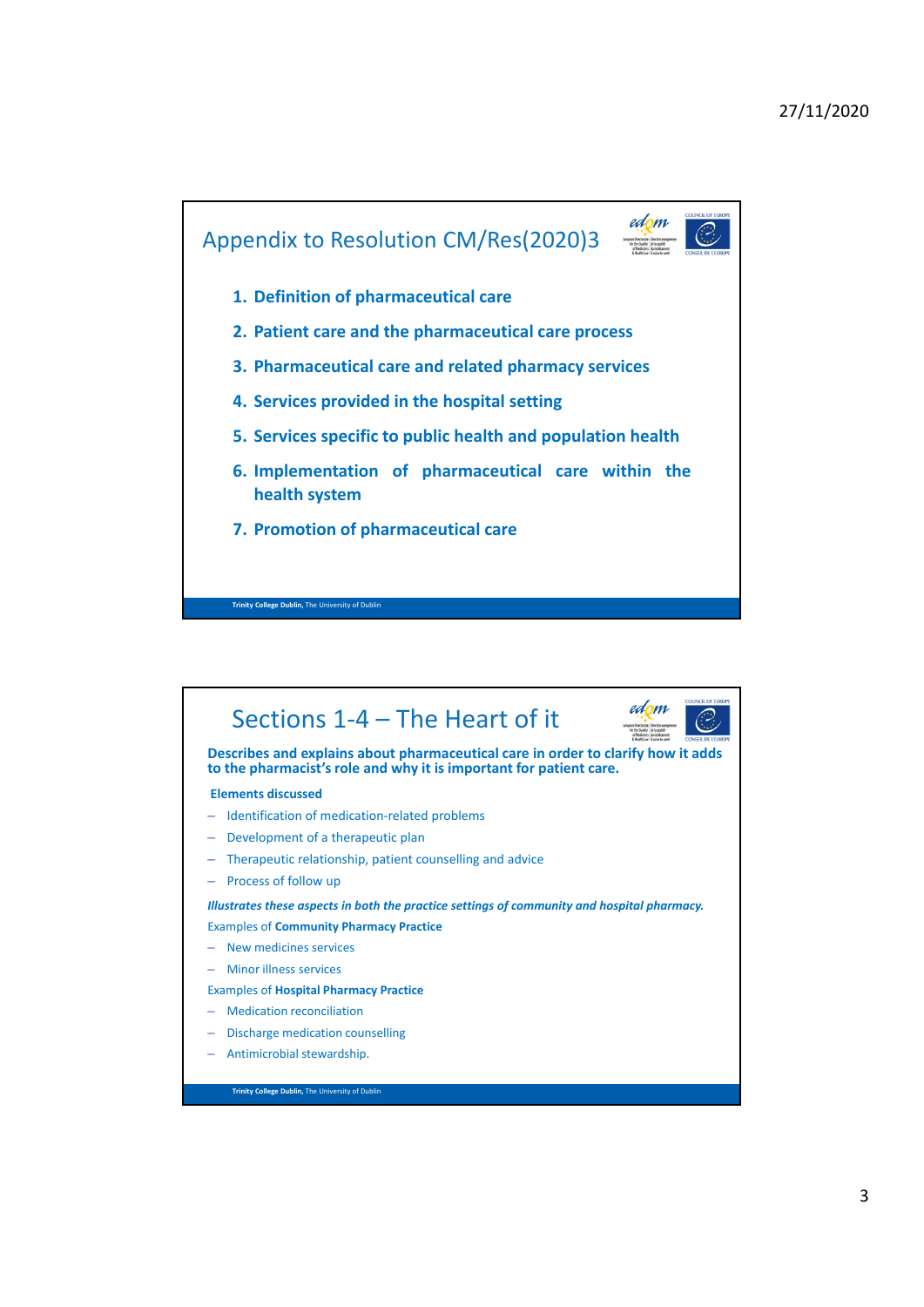## Appendix to Resolution CM/Res(2020)3

1. **Definition of pharmaceutical care**
2. **Patient care and the pharmaceutical care process**
3. **Pharmaceutical care and related pharmacy services**
4. **Services provided in the hospital setting**
5. **Services specific to public health and population health**
6. **Implementation of pharmaceutical care within the health system**
7. **Promotion of pharmaceutical care**

## Sections 1-4 – The Heart of it

**Describes and explains about pharmaceutical care in order to clarify how it adds to the pharmacist's role and why it is important for patient care.**

**Elements discussed**

- Identification of medication-related problems
- Development of a therapeutic plan
- Therapeutic relationship, patient counselling and advice
- Process of follow up

***Illustrates these aspects in both the practice settings of community and hospital pharmacy.***

Examples of **Community Pharmacy Practice**

- New medicines services
- Minor illness services

Examples of **Hospital Pharmacy Practice**

- Medication reconciliation
- Discharge medication counselling
- Antimicrobial stewardship.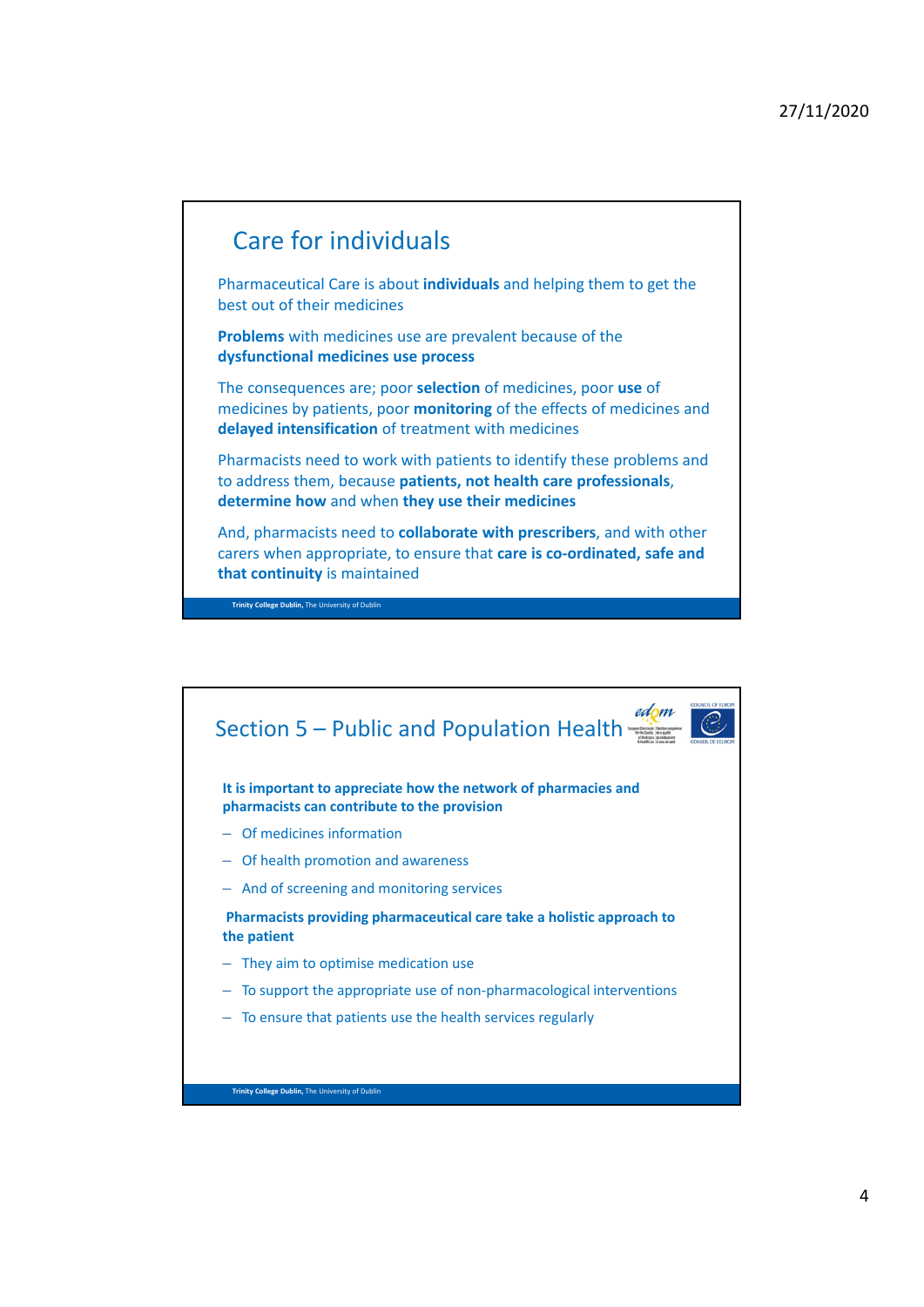## Care for individuals

Pharmaceutical Care is about **individuals** and helping them to get the best out of their medicines

**Problems** with medicines use are prevalent because of the **dysfunctional medicines use process**

The consequences are; poor **selection** of medicines, poor **use** of medicines by patients, poor **monitoring** of the effects of medicines and **delayed intensification** of treatment with medicines

Pharmacists need to work with patients to identify these problems and to address them, because **patients, not health care professionals**, **determine how** and when **they use their medicines**

And, pharmacists need to **collaborate with prescribers**, and with other carers when appropriate, to ensure that **care is co-ordinated, safe and that continuity** is maintained

## Section 5 – Public and Population Health

**It is important to appreciate how the network of pharmacies and pharmacists can contribute to the provision**

- Of medicines information
- Of health promotion and awareness
- And of screening and monitoring services

**Pharmacists providing pharmaceutical care take a holistic approach to the patient**

- They aim to optimise medication use
- To support the appropriate use of non-pharmacological interventions
- To ensure that patients use the health services regularly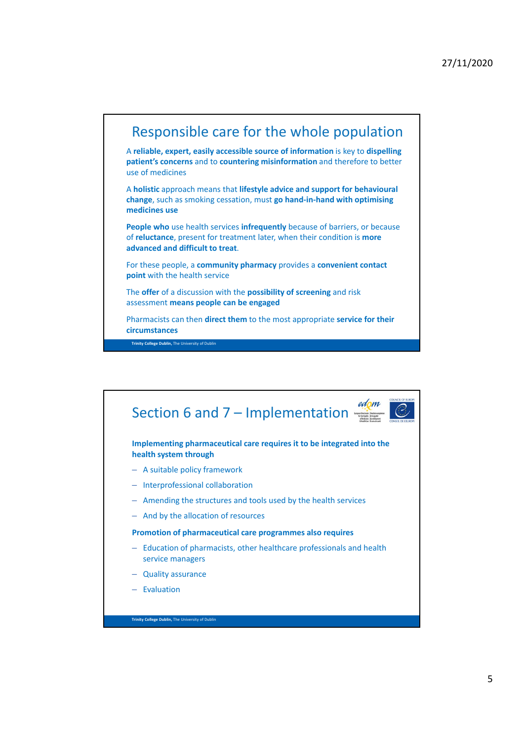## Responsible care for the whole population

A **reliable, expert, easily accessible source of information** is key to **dispelling patient's concerns** and to **countering misinformation** and therefore to better use of medicines

A **holistic** approach means that **lifestyle advice and support for behavioural change**, such as smoking cessation, must **go hand-in-hand with optimising medicines use**

**People who** use health services **infrequently** because of barriers, or because of **reluctance**, present for treatment later, when their condition is **more advanced and difficult to treat**.

For these people, a **community pharmacy** provides a **convenient contact point** with the health service

The **offer** of a discussion with the **possibility of screening** and risk assessment **means people can be engaged**

Pharmacists can then **direct them** to the most appropriate **service for their circumstances**

## Section 6 and 7 – Implementation

**Implementing pharmaceutical care requires it to be integrated into the health system through**

- A suitable policy framework
- Interprofessional collaboration
- Amending the structures and tools used by the health services
- And by the allocation of resources

**Promotion of pharmaceutical care programmes also requires**

- Education of pharmacists, other healthcare professionals and health service managers
- Quality assurance
- Evaluation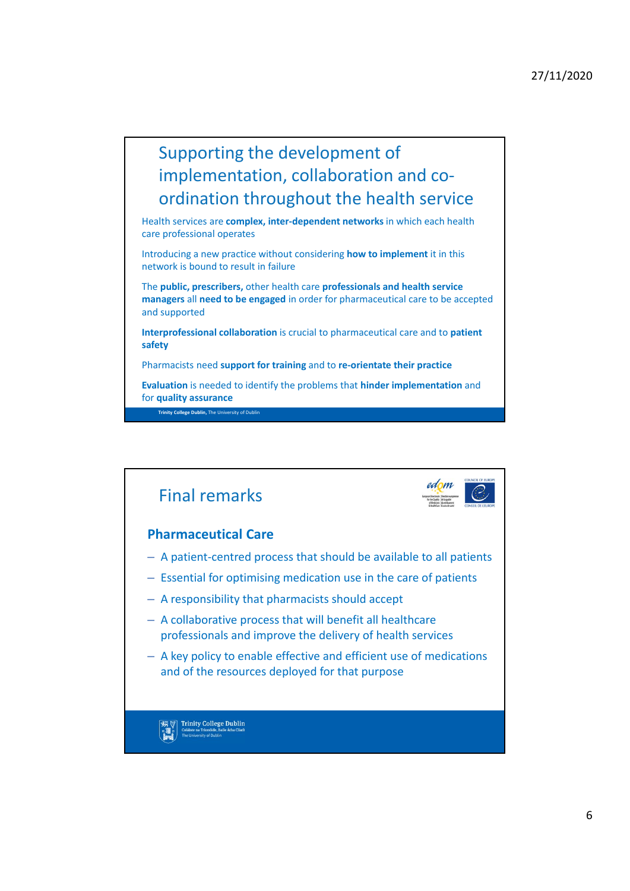## Supporting the development of implementation, collaboration and co-ordination throughout the health service

Health services are **complex, inter-dependent networks** in which each health care professional operates

Introducing a new practice without considering **how to implement** it in this network is bound to result in failure

The **public, prescribers,** other health care **professionals and health service managers** all **need to be engaged** in order for pharmaceutical care to be accepted and supported

**Interprofessional collaboration** is crucial to pharmaceutical care and to **patient safety**

Pharmacists need **support for training** and to **re-orientate their practice**

**Evaluation** is needed to identify the problems that **hinder implementation** and for **quality assurance**

## Final remarks

### Pharmaceutical Care

- A patient-centred process that should be available to all patients
- Essential for optimising medication use in the care of patients
- A responsibility that pharmacists should accept
- A collaborative process that will benefit all healthcare professionals and improve the delivery of health services
- A key policy to enable effective and efficient use of medications and of the resources deployed for that purpose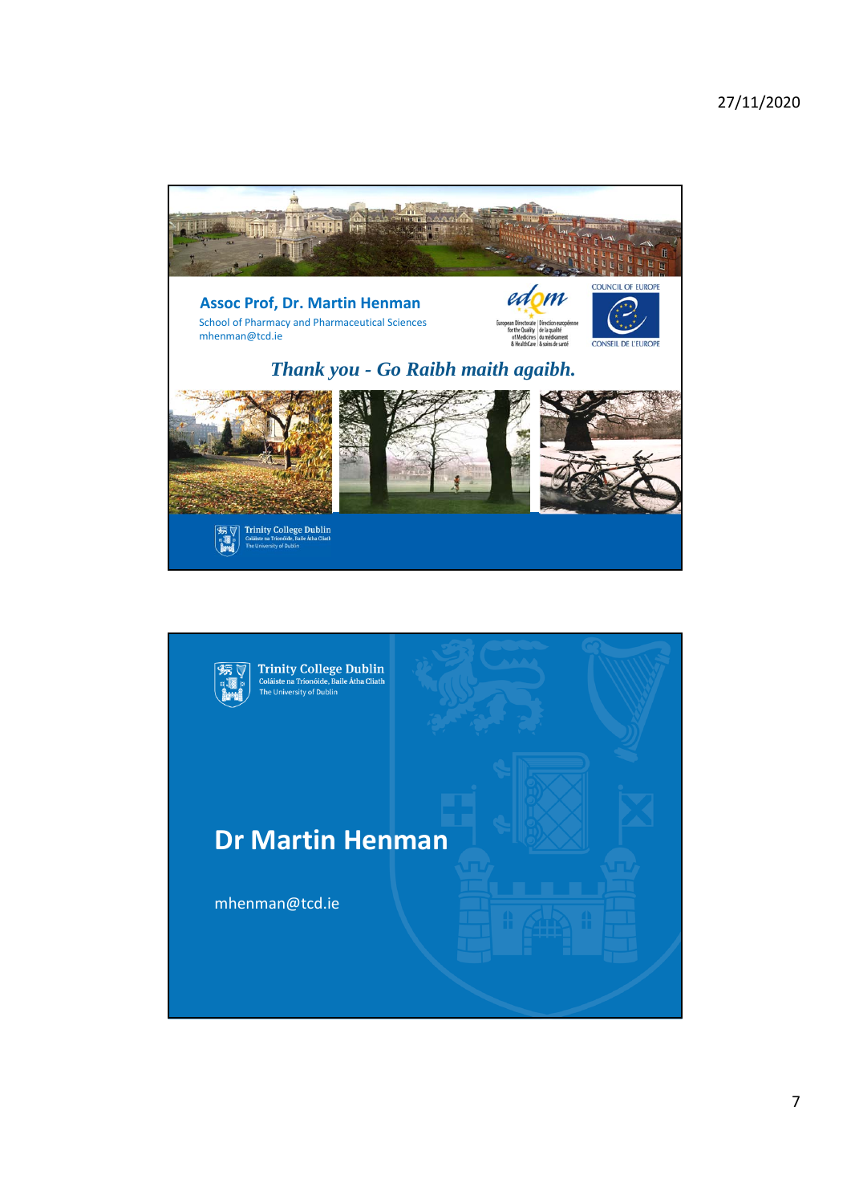**Assoc Prof, Dr. Martin Henman**

School of Pharmacy and Pharmaceutical Sciences
mhenman@tcd.ie

edqm
European Directorate for the Quality of Medicines & HealthCare | Direction européenne de la qualité du médicament & soins de santé

COUNCIL OF EUROPE
CONSEIL DE L'EUROPE

***Thank you - Go Raibh maith agaibh.***

Trinity College Dublin
Coláiste na Tríonóide, Baile Átha Cliath
The University of Dublin

---

Trinity College Dublin
Coláiste na Tríonóide, Baile Átha Cliath
The University of Dublin

# Dr Martin Henman

mhenman@tcd.ie